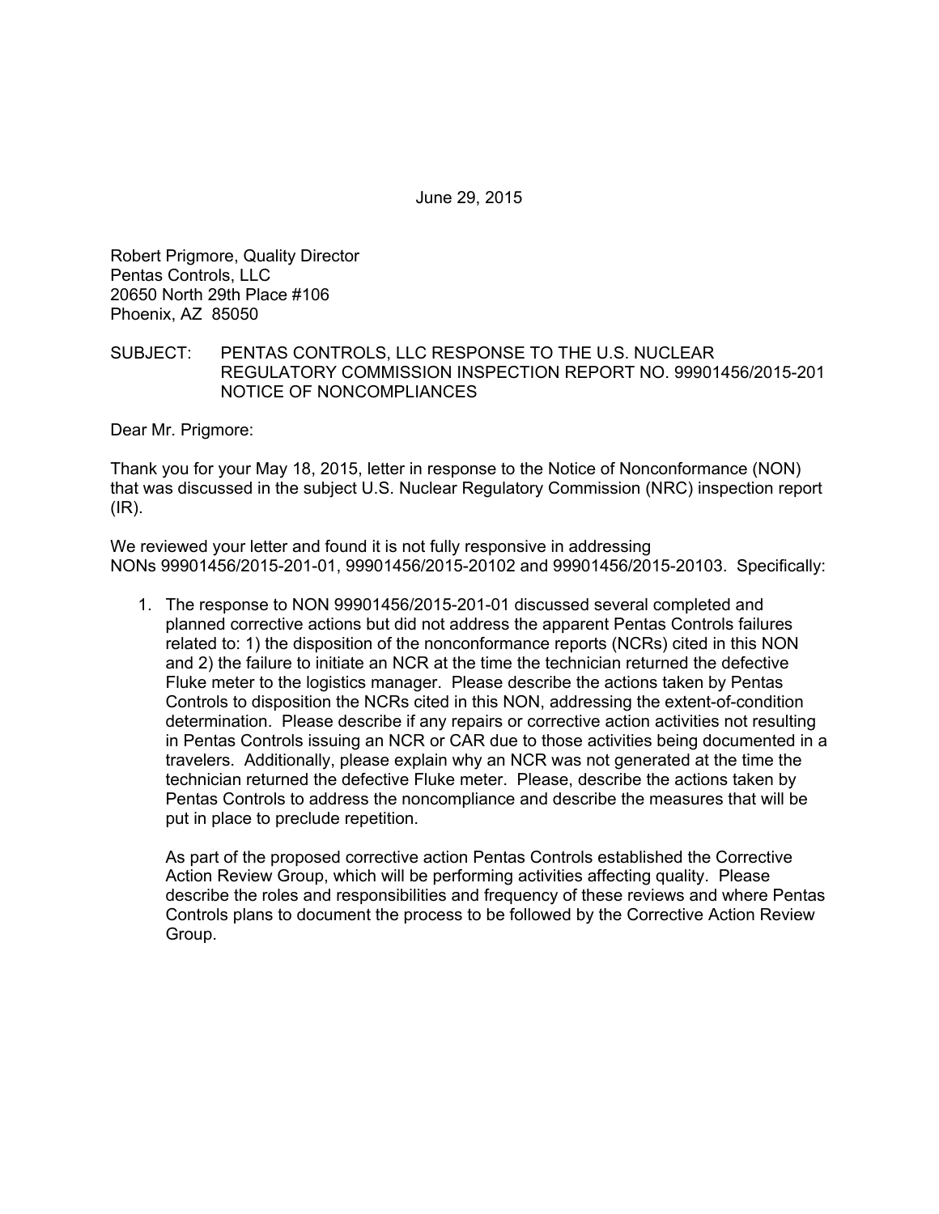June 29, 2015

Robert Prigmore, Quality Director
Pentas Controls, LLC
20650 North 29th Place #106
Phoenix, AZ 85050

SUBJECT: PENTAS CONTROLS, LLC RESPONSE TO THE U.S. NUCLEAR REGULATORY COMMISSION INSPECTION REPORT NO. 99901456/2015-201 NOTICE OF NONCOMPLIANCES

Dear Mr. Prigmore:

Thank you for your May 18, 2015, letter in response to the Notice of Nonconformance (NON) that was discussed in the subject U.S. Nuclear Regulatory Commission (NRC) inspection report (IR).

We reviewed your letter and found it is not fully responsive in addressing NONs 99901456/2015-201-01, 99901456/2015-20102 and 99901456/2015-20103. Specifically:

1. The response to NON 99901456/2015-201-01 discussed several completed and planned corrective actions but did not address the apparent Pentas Controls failures related to: 1) the disposition of the nonconformance reports (NCRs) cited in this NON and 2) the failure to initiate an NCR at the time the technician returned the defective Fluke meter to the logistics manager. Please describe the actions taken by Pentas Controls to disposition the NCRs cited in this NON, addressing the extent-of-condition determination. Please describe if any repairs or corrective action activities not resulting in Pentas Controls issuing an NCR or CAR due to those activities being documented in a travelers. Additionally, please explain why an NCR was not generated at the time the technician returned the defective Fluke meter. Please, describe the actions taken by Pentas Controls to address the noncompliance and describe the measures that will be put in place to preclude repetition.

   As part of the proposed corrective action Pentas Controls established the Corrective Action Review Group, which will be performing activities affecting quality. Please describe the roles and responsibilities and frequency of these reviews and where Pentas Controls plans to document the process to be followed by the Corrective Action Review Group.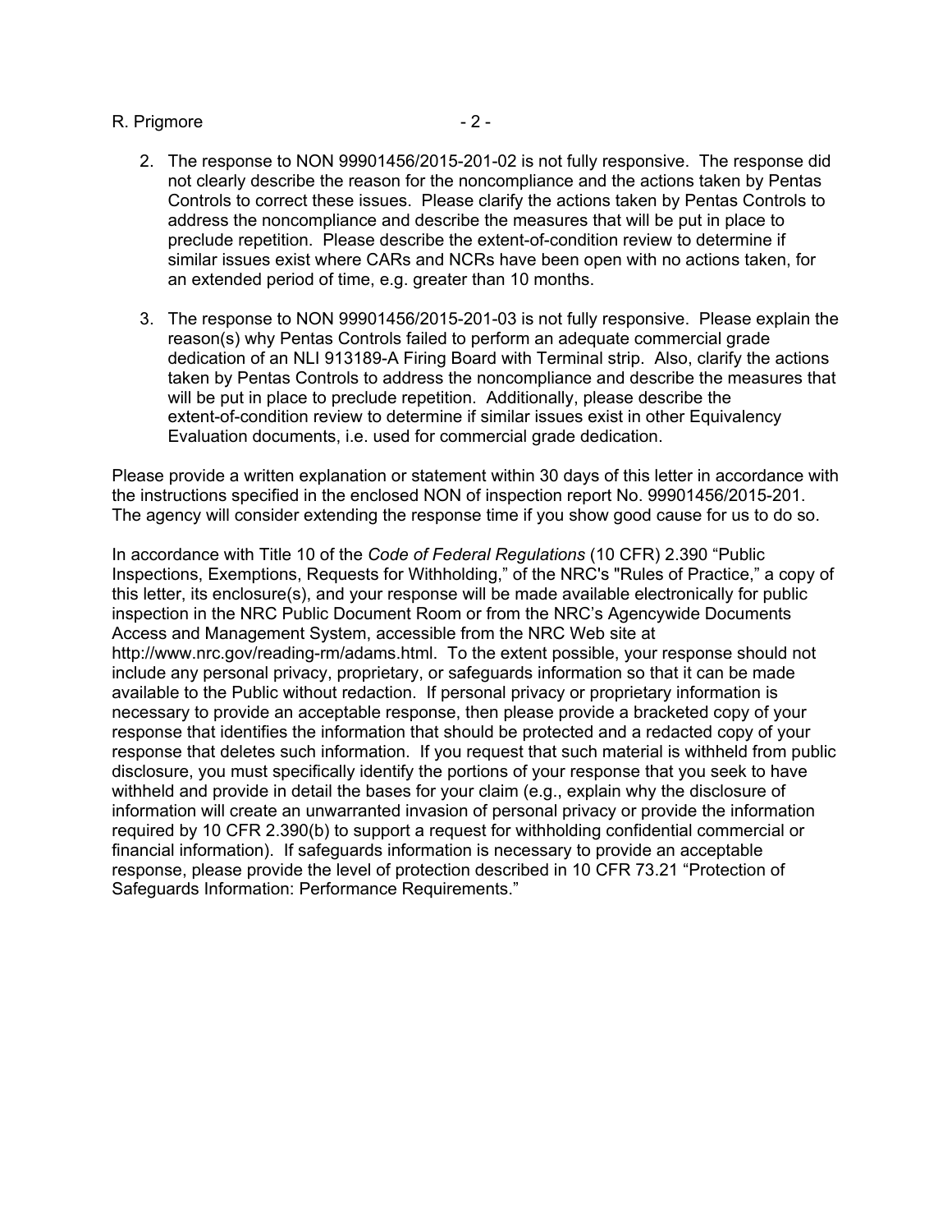2. The response to NON 99901456/2015-201-02 is not fully responsive. The response did not clearly describe the reason for the noncompliance and the actions taken by Pentas Controls to correct these issues. Please clarify the actions taken by Pentas Controls to address the noncompliance and describe the measures that will be put in place to preclude repetition. Please describe the extent-of-condition review to determine if similar issues exist where CARs and NCRs have been open with no actions taken, for an extended period of time, e.g. greater than 10 months.

3. The response to NON 99901456/2015-201-03 is not fully responsive. Please explain the reason(s) why Pentas Controls failed to perform an adequate commercial grade dedication of an NLI 913189-A Firing Board with Terminal strip. Also, clarify the actions taken by Pentas Controls to address the noncompliance and describe the measures that will be put in place to preclude repetition. Additionally, please describe the extent-of-condition review to determine if similar issues exist in other Equivalency Evaluation documents, i.e. used for commercial grade dedication.

Please provide a written explanation or statement within 30 days of this letter in accordance with the instructions specified in the enclosed NON of inspection report No. 99901456/2015-201. The agency will consider extending the response time if you show good cause for us to do so.

In accordance with Title 10 of the *Code of Federal Regulations* (10 CFR) 2.390 "Public Inspections, Exemptions, Requests for Withholding," of the NRC's "Rules of Practice," a copy of this letter, its enclosure(s), and your response will be made available electronically for public inspection in the NRC Public Document Room or from the NRC's Agencywide Documents Access and Management System, accessible from the NRC Web site at http://www.nrc.gov/reading-rm/adams.html. To the extent possible, your response should not include any personal privacy, proprietary, or safeguards information so that it can be made available to the Public without redaction. If personal privacy or proprietary information is necessary to provide an acceptable response, then please provide a bracketed copy of your response that identifies the information that should be protected and a redacted copy of your response that deletes such information. If you request that such material is withheld from public disclosure, you must specifically identify the portions of your response that you seek to have withheld and provide in detail the bases for your claim (e.g., explain why the disclosure of information will create an unwarranted invasion of personal privacy or provide the information required by 10 CFR 2.390(b) to support a request for withholding confidential commercial or financial information). If safeguards information is necessary to provide an acceptable response, please provide the level of protection described in 10 CFR 73.21 "Protection of Safeguards Information: Performance Requirements."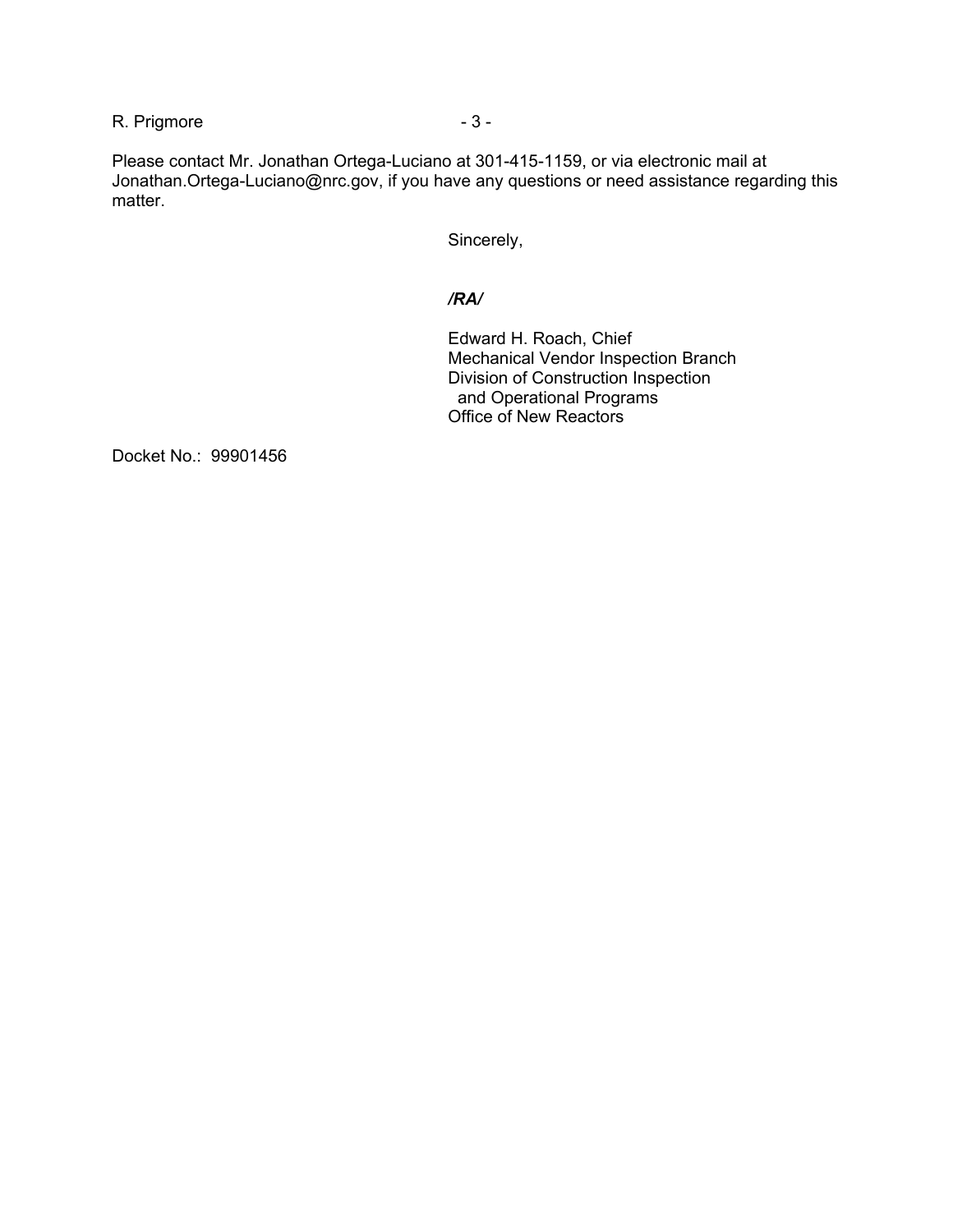Please contact Mr. Jonathan Ortega-Luciano at 301-415-1159, or via electronic mail at Jonathan.Ortega-Luciano@nrc.gov, if you have any questions or need assistance regarding this matter.

Sincerely,

***/RA/***

Edward H. Roach, Chief
Mechanical Vendor Inspection Branch
Division of Construction Inspection
and Operational Programs
Office of New Reactors

Docket No.: 99901456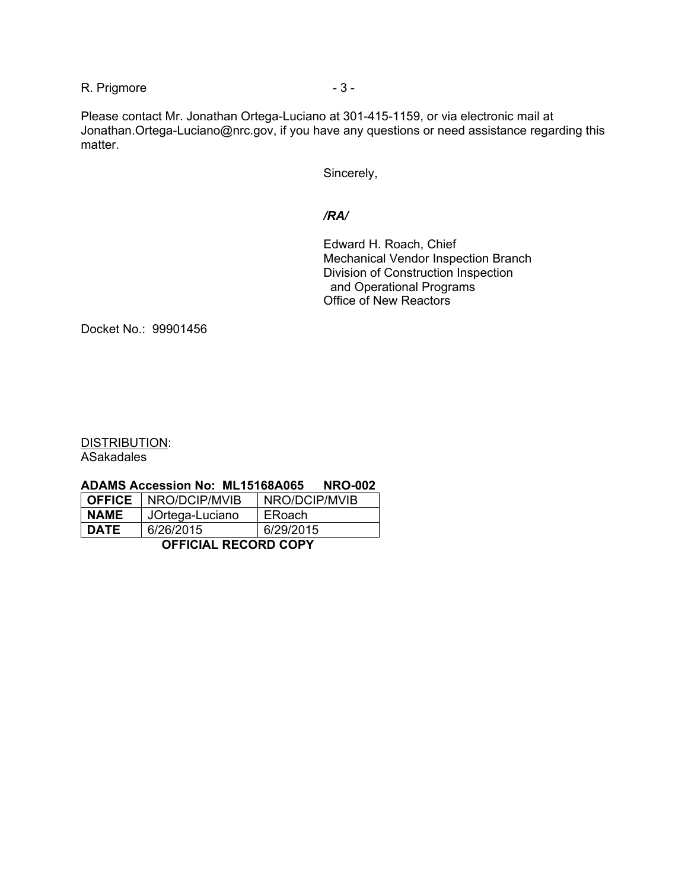Please contact Mr. Jonathan Ortega-Luciano at 301-415-1159, or via electronic mail at Jonathan.Ortega-Luciano@nrc.gov, if you have any questions or need assistance regarding this matter.

Sincerely,

*/RA/*

Edward H. Roach, Chief
Mechanical Vendor Inspection Branch
Division of Construction Inspection
and Operational Programs
Office of New Reactors

Docket No.: 99901456

DISTRIBUTION:
ASakadales

**ADAMS Accession No: ML15168A065 NRO-002**

| **OFFICE** | NRO/DCIP/MVIB | NRO/DCIP/MVIB |
|---|---|---|
| **NAME** | JOrtega-Luciano | ERoach |
| **DATE** | 6/26/2015 | 6/29/2015 |

**OFFICIAL RECORD COPY**